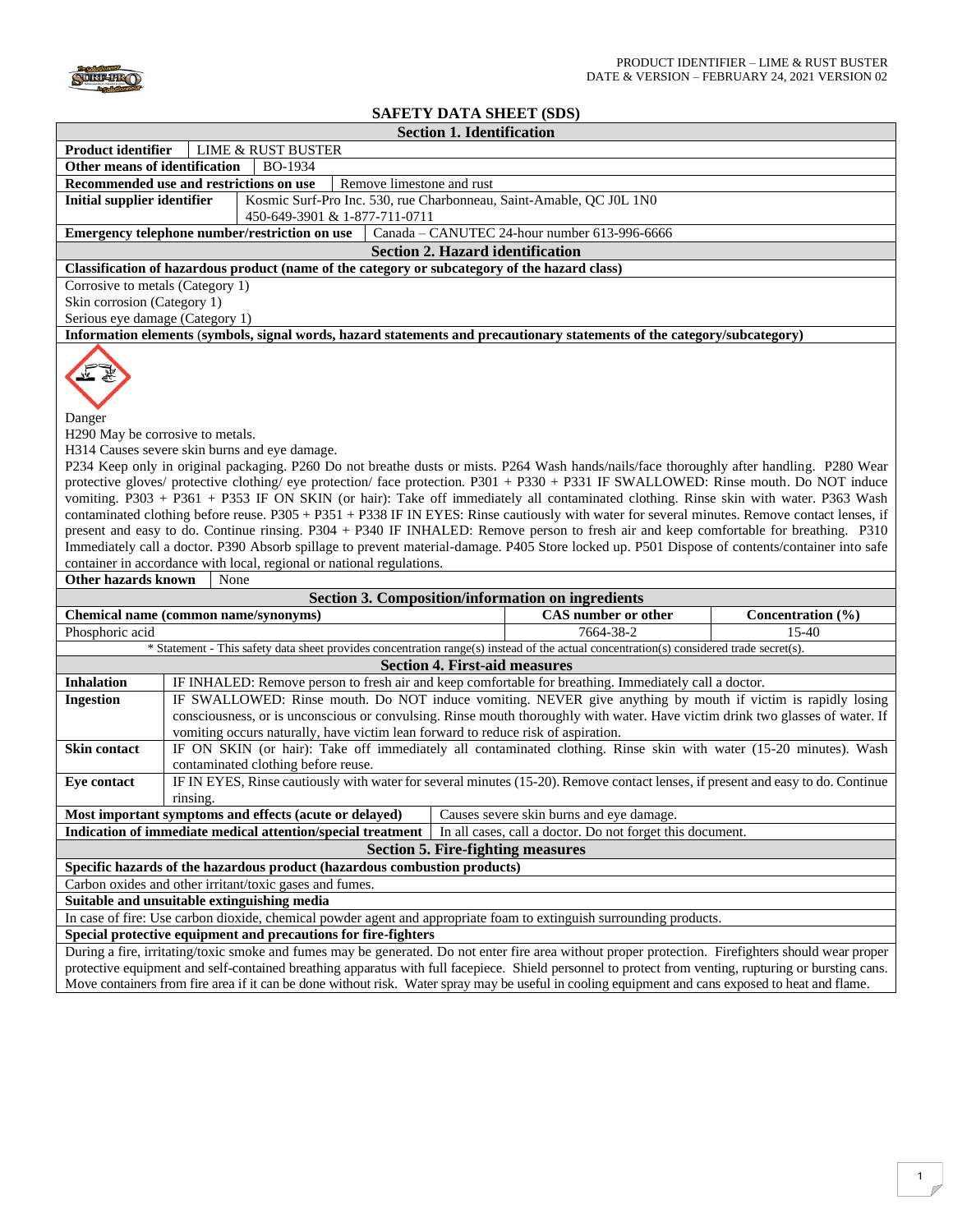PRODUCT IDENTIFIER – LIME & RUST BUSTER
DATE & VERSION – FEBRUARY 24, 2021 VERSION 02

# SAFETY DATA SHEET (SDS)

## Section 1. Identification

| | |
|---|---|
| **Product identifier** | LIME & RUST BUSTER |
| **Other means of identification** | BO-1934 |
| **Recommended use and restrictions on use** | Remove limestone and rust |
| **Initial supplier identifier** | Kosmic Surf-Pro Inc. 530, rue Charbonneau, Saint-Amable, QC J0L 1N0<br>450-649-3901 & 1-877-711-0711 |
| **Emergency telephone number/restriction on use** | Canada – CANUTEC 24-hour number 613-996-6666 |

## Section 2. Hazard identification

**Classification of hazardous product (name of the category or subcategory of the hazard class)**

Corrosive to metals (Category 1)
Skin corrosion (Category 1)
Serious eye damage (Category 1)

**Information elements (symbols, signal words, hazard statements and precautionary statements of the category/subcategory)**

Danger
H290 May be corrosive to metals.
H314 Causes severe skin burns and eye damage.
P234 Keep only in original packaging. P260 Do not breathe dusts or mists. P264 Wash hands/nails/face thoroughly after handling. P280 Wear protective gloves/ protective clothing/ eye protection/ face protection. P301 + P330 + P331 IF SWALLOWED: Rinse mouth. Do NOT induce vomiting. P303 + P361 + P353 IF ON SKIN (or hair): Take off immediately all contaminated clothing. Rinse skin with water. P363 Wash contaminated clothing before reuse. P305 + P351 + P338 IF IN EYES: Rinse cautiously with water for several minutes. Remove contact lenses, if present and easy to do. Continue rinsing. P304 + P340 IF INHALED: Remove person to fresh air and keep comfortable for breathing. P310 Immediately call a doctor. P390 Absorb spillage to prevent material-damage. P405 Store locked up. P501 Dispose of contents/container into safe container in accordance with local, regional or national regulations.

**Other hazards known** None

## Section 3. Composition/information on ingredients

| Chemical name (common name/synonyms) | CAS number or other | Concentration (%) |
|---|---|---|
| Phosphoric acid | 7664-38-2 | 15-40 |

* Statement - This safety data sheet provides concentration range(s) instead of the actual concentration(s) considered trade secret(s).

## Section 4. First-aid measures

| | |
|---|---|
| **Inhalation** | IF INHALED: Remove person to fresh air and keep comfortable for breathing. Immediately call a doctor. |
| **Ingestion** | IF SWALLOWED: Rinse mouth. Do NOT induce vomiting. NEVER give anything by mouth if victim is rapidly losing consciousness, or is unconscious or convulsing. Rinse mouth thoroughly with water. Have victim drink two glasses of water. If vomiting occurs naturally, have victim lean forward to reduce risk of aspiration. |
| **Skin contact** | IF ON SKIN (or hair): Take off immediately all contaminated clothing. Rinse skin with water (15-20 minutes). Wash contaminated clothing before reuse. |
| **Eye contact** | IF IN EYES, Rinse cautiously with water for several minutes (15-20). Remove contact lenses, if present and easy to do. Continue rinsing. |
| **Most important symptoms and effects (acute or delayed)** | Causes severe skin burns and eye damage. |
| **Indication of immediate medical attention/special treatment** | In all cases, call a doctor. Do not forget this document. |

## Section 5. Fire-fighting measures

**Specific hazards of the hazardous product (hazardous combustion products)**

Carbon oxides and other irritant/toxic gases and fumes.

**Suitable and unsuitable extinguishing media**

In case of fire: Use carbon dioxide, chemical powder agent and appropriate foam to extinguish surrounding products.

**Special protective equipment and precautions for fire-fighters**

During a fire, irritating/toxic smoke and fumes may be generated. Do not enter fire area without proper protection. Firefighters should wear proper protective equipment and self-contained breathing apparatus with full facepiece. Shield personnel to protect from venting, rupturing or bursting cans. Move containers from fire area if it can be done without risk. Water spray may be useful in cooling equipment and cans exposed to heat and flame.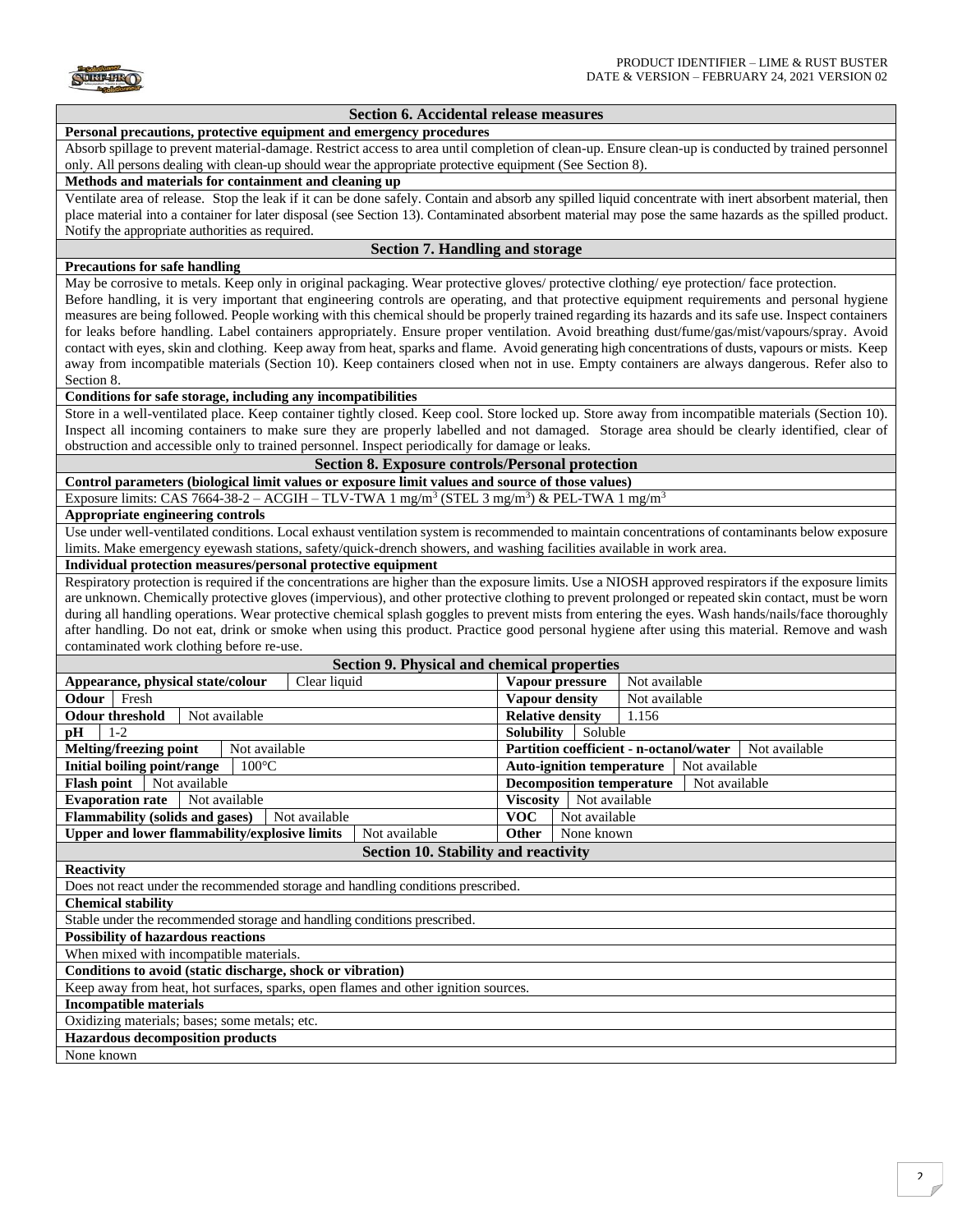## Section 6. Accidental release measures

**Personal precautions, protective equipment and emergency procedures**

Absorb spillage to prevent material-damage. Restrict access to area until completion of clean-up. Ensure clean-up is conducted by trained personnel only. All persons dealing with clean-up should wear the appropriate protective equipment (See Section 8).

**Methods and materials for containment and cleaning up**

Ventilate area of release. Stop the leak if it can be done safely. Contain and absorb any spilled liquid concentrate with inert absorbent material, then place material into a container for later disposal (see Section 13). Contaminated absorbent material may pose the same hazards as the spilled product. Notify the appropriate authorities as required.

## Section 7. Handling and storage

**Precautions for safe handling**

May be corrosive to metals. Keep only in original packaging. Wear protective gloves/ protective clothing/ eye protection/ face protection.
Before handling, it is very important that engineering controls are operating, and that protective equipment requirements and personal hygiene measures are being followed. People working with this chemical should be properly trained regarding its hazards and its safe use. Inspect containers for leaks before handling. Label containers appropriately. Ensure proper ventilation. Avoid breathing dust/fume/gas/mist/vapours/spray. Avoid contact with eyes, skin and clothing. Keep away from heat, sparks and flame. Avoid generating high concentrations of dusts, vapours or mists. Keep away from incompatible materials (Section 10). Keep containers closed when not in use. Empty containers are always dangerous. Refer also to Section 8.

**Conditions for safe storage, including any incompatibilities**

Store in a well-ventilated place. Keep container tightly closed. Keep cool. Store locked up. Store away from incompatible materials (Section 10). Inspect all incoming containers to make sure they are properly labelled and not damaged. Storage area should be clearly identified, clear of obstruction and accessible only to trained personnel. Inspect periodically for damage or leaks.

## Section 8. Exposure controls/Personal protection

**Control parameters (biological limit values or exposure limit values and source of those values)**

Exposure limits: CAS 7664-38-2 – ACGIH – TLV-TWA 1 $mg/m^3$ (STEL 3 $mg/m^3$) & PEL-TWA 1 $mg/m^3$

**Appropriate engineering controls**

Use under well-ventilated conditions. Local exhaust ventilation system is recommended to maintain concentrations of contaminants below exposure limits. Make emergency eyewash stations, safety/quick-drench showers, and washing facilities available in work area.

**Individual protection measures/personal protective equipment**

Respiratory protection is required if the concentrations are higher than the exposure limits. Use a NIOSH approved respirators if the exposure limits are unknown. Chemically protective gloves (impervious), and other protective clothing to prevent prolonged or repeated skin contact, must be worn during all handling operations. Wear protective chemical splash goggles to prevent mists from entering the eyes. Wash hands/nails/face thoroughly after handling. Do not eat, drink or smoke when using this product. Practice good personal hygiene after using this material. Remove and wash contaminated work clothing before re-use.

## Section 9. Physical and chemical properties

| | | | |
|---|---|---|---|
| **Appearance, physical state/colour** | Clear liquid | **Vapour pressure** | Not available |
| **Odour** | Fresh | **Vapour density** | Not available |
| **Odour threshold** | Not available | **Relative density** | 1.156 |
| **pH** | 1-2 | **Solubility** | Soluble |
| **Melting/freezing point** | Not available | **Partition coefficient - n-octanol/water** | Not available |
| **Initial boiling point/range** | 100°C | **Auto-ignition temperature** | Not available |
| **Flash point** | Not available | **Decomposition temperature** | Not available |
| **Evaporation rate** | Not available | **Viscosity** | Not available |
| **Flammability (solids and gases)** | Not available | **VOC** | Not available |
| **Upper and lower flammability/explosive limits** | Not available | **Other** | None known |

## Section 10. Stability and reactivity

**Reactivity**

Does not react under the recommended storage and handling conditions prescribed.

**Chemical stability**

Stable under the recommended storage and handling conditions prescribed.

**Possibility of hazardous reactions**

When mixed with incompatible materials.

**Conditions to avoid (static discharge, shock or vibration)**

Keep away from heat, hot surfaces, sparks, open flames and other ignition sources.

**Incompatible materials**

Oxidizing materials; bases; some metals; etc.

**Hazardous decomposition products**

None known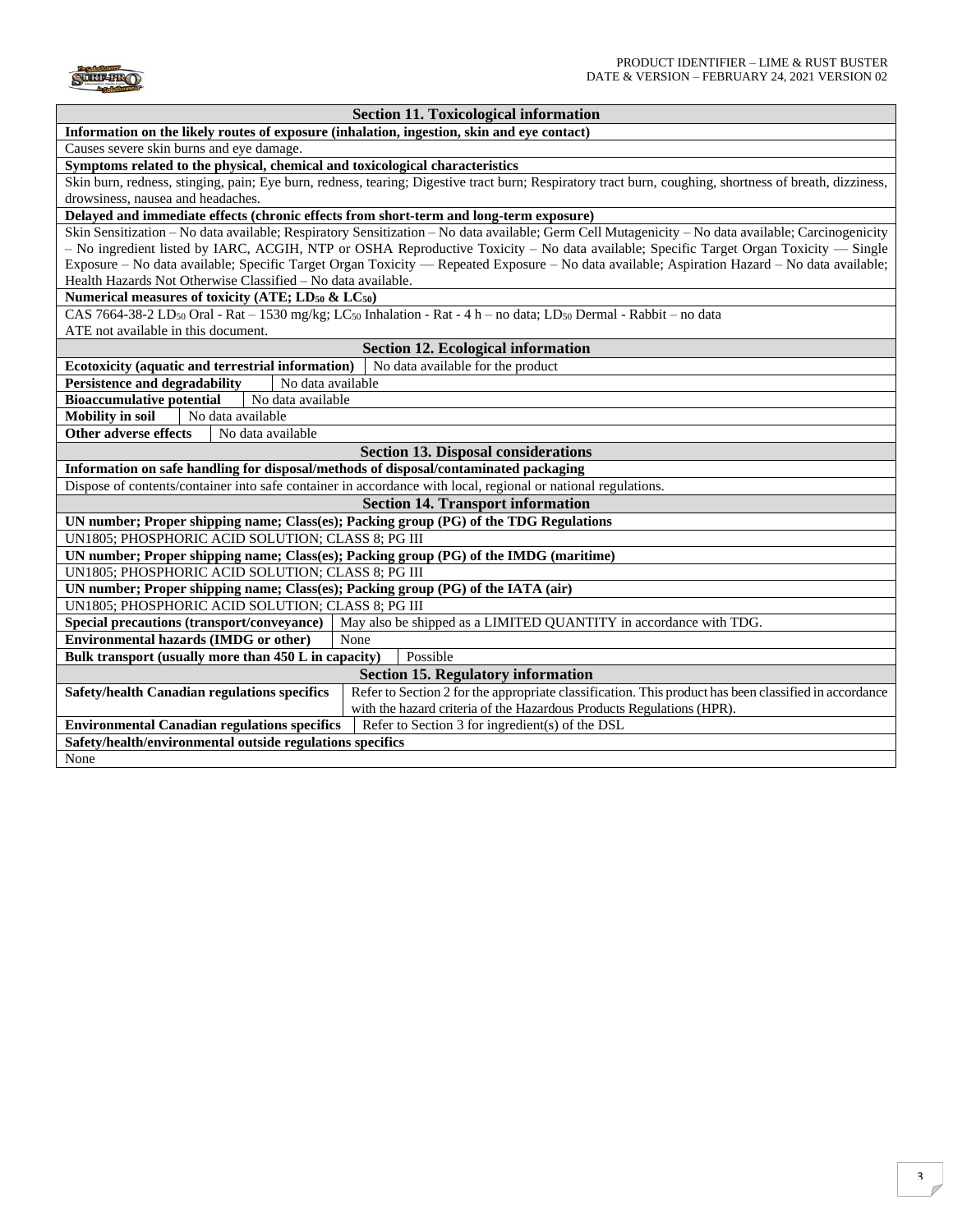## Section 11. Toxicological information

**Information on the likely routes of exposure (inhalation, ingestion, skin and eye contact)**

Causes severe skin burns and eye damage.

**Symptoms related to the physical, chemical and toxicological characteristics**

Skin burn, redness, stinging, pain; Eye burn, redness, tearing; Digestive tract burn; Respiratory tract burn, coughing, shortness of breath, dizziness, drowsiness, nausea and headaches.

**Delayed and immediate effects (chronic effects from short-term and long-term exposure)**

Skin Sensitization – No data available; Respiratory Sensitization – No data available; Germ Cell Mutagenicity – No data available; Carcinogenicity – No ingredient listed by IARC, ACGIH, NTP or OSHA Reproductive Toxicity – No data available; Specific Target Organ Toxicity — Single Exposure – No data available; Specific Target Organ Toxicity — Repeated Exposure – No data available; Aspiration Hazard – No data available; Health Hazards Not Otherwise Classified – No data available.

**Numerical measures of toxicity (ATE; $LD_{50}$ & $LC_{50}$)**

CAS 7664-38-2 $LD_{50}$ Oral - Rat – 1530 mg/kg; $LC_{50}$ Inhalation - Rat - 4 h – no data; $LD_{50}$ Dermal - Rabbit – no data
ATE not available in this document.

## Section 12. Ecological information

| | |
|---|---|
| **Ecotoxicity (aquatic and terrestrial information)** | No data available for the product |
| **Persistence and degradability** | No data available |
| **Bioaccumulative potential** | No data available |
| **Mobility in soil** | No data available |
| **Other adverse effects** | No data available |

## Section 13. Disposal considerations

**Information on safe handling for disposal/methods of disposal/contaminated packaging**

Dispose of contents/container into safe container in accordance with local, regional or national regulations.

## Section 14. Transport information

**UN number; Proper shipping name; Class(es); Packing group (PG) of the TDG Regulations**

UN1805; PHOSPHORIC ACID SOLUTION; CLASS 8; PG III

**UN number; Proper shipping name; Class(es); Packing group (PG) of the IMDG (maritime)**

UN1805; PHOSPHORIC ACID SOLUTION; CLASS 8; PG III

**UN number; Proper shipping name; Class(es); Packing group (PG) of the IATA (air)**

UN1805; PHOSPHORIC ACID SOLUTION; CLASS 8; PG III

| | |
|---|---|
| **Special precautions (transport/conveyance)** | May also be shipped as a LIMITED QUANTITY in accordance with TDG. |
| **Environmental hazards (IMDG or other)** | None |
| **Bulk transport (usually more than 450 L in capacity)** | Possible |

## Section 15. Regulatory information

| | |
|---|---|
| **Safety/health Canadian regulations specifics** | Refer to Section 2 for the appropriate classification. This product has been classified in accordance with the hazard criteria of the Hazardous Products Regulations (HPR). |
| **Environmental Canadian regulations specifics** | Refer to Section 3 for ingredient(s) of the DSL |

**Safety/health/environmental outside regulations specifics**

None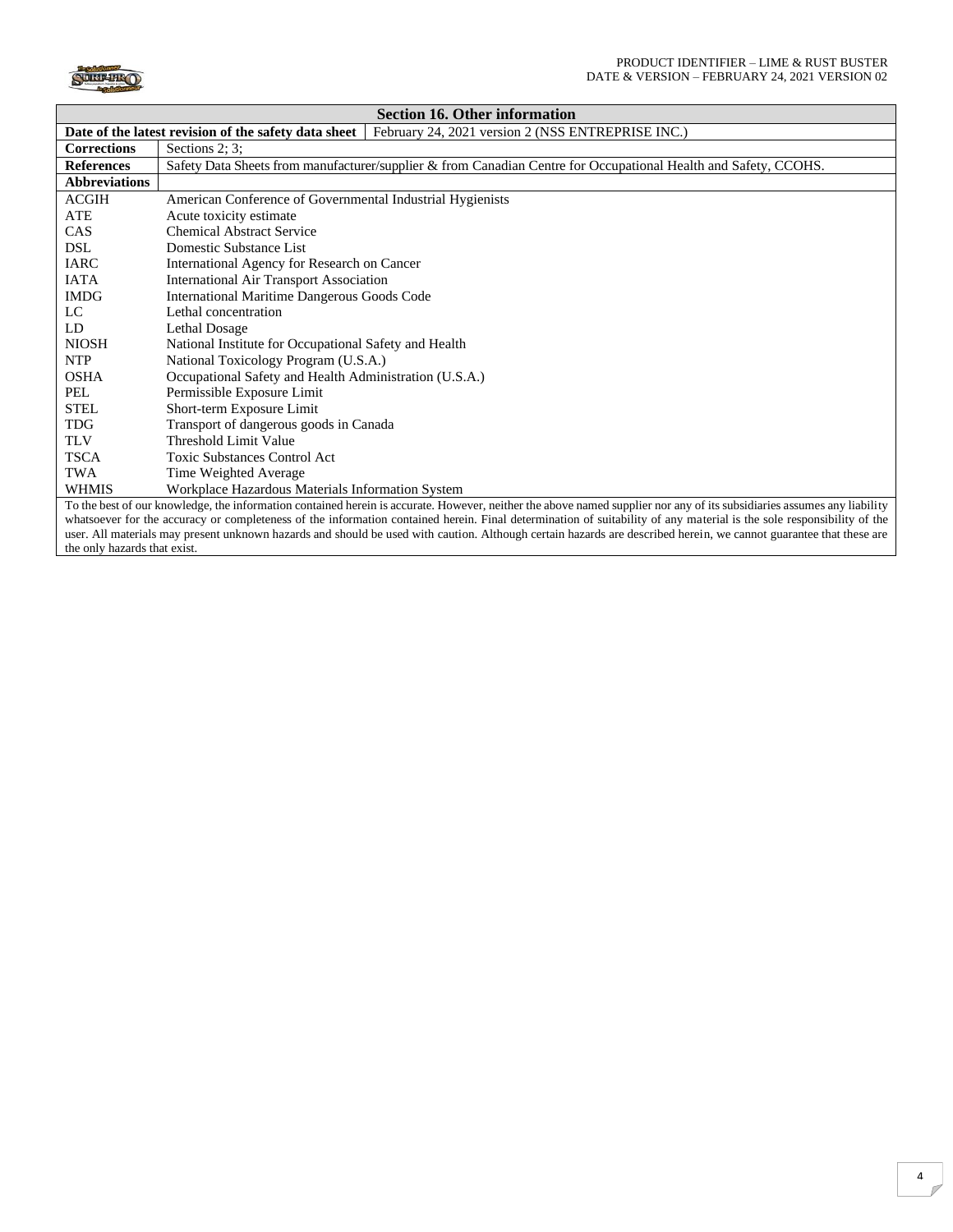## Section 16. Other information

| | |
|---|---|
| **Date of the latest revision of the safety data sheet** | February 24, 2021 version 2 (NSS ENTREPRISE INC.) |
| **Corrections** | Sections 2; 3; |
| **References** | Safety Data Sheets from manufacturer/supplier & from Canadian Centre for Occupational Health and Safety, CCOHS. |
| **Abbreviations** | |
| ACGIH | American Conference of Governmental Industrial Hygienists |
| ATE | Acute toxicity estimate |
| CAS | Chemical Abstract Service |
| DSL | Domestic Substance List |
| IARC | International Agency for Research on Cancer |
| IATA | International Air Transport Association |
| IMDG | International Maritime Dangerous Goods Code |
| LC | Lethal concentration |
| LD | Lethal Dosage |
| NIOSH | National Institute for Occupational Safety and Health |
| NTP | National Toxicology Program (U.S.A.) |
| OSHA | Occupational Safety and Health Administration (U.S.A.) |
| PEL | Permissible Exposure Limit |
| STEL | Short-term Exposure Limit |
| TDG | Transport of dangerous goods in Canada |
| TLV | Threshold Limit Value |
| TSCA | Toxic Substances Control Act |
| TWA | Time Weighted Average |
| WHMIS | Workplace Hazardous Materials Information System |

To the best of our knowledge, the information contained herein is accurate. However, neither the above named supplier nor any of its subsidiaries assumes any liability whatsoever for the accuracy or completeness of the information contained herein. Final determination of suitability of any material is the sole responsibility of the user. All materials may present unknown hazards and should be used with caution. Although certain hazards are described herein, we cannot guarantee that these are the only hazards that exist.